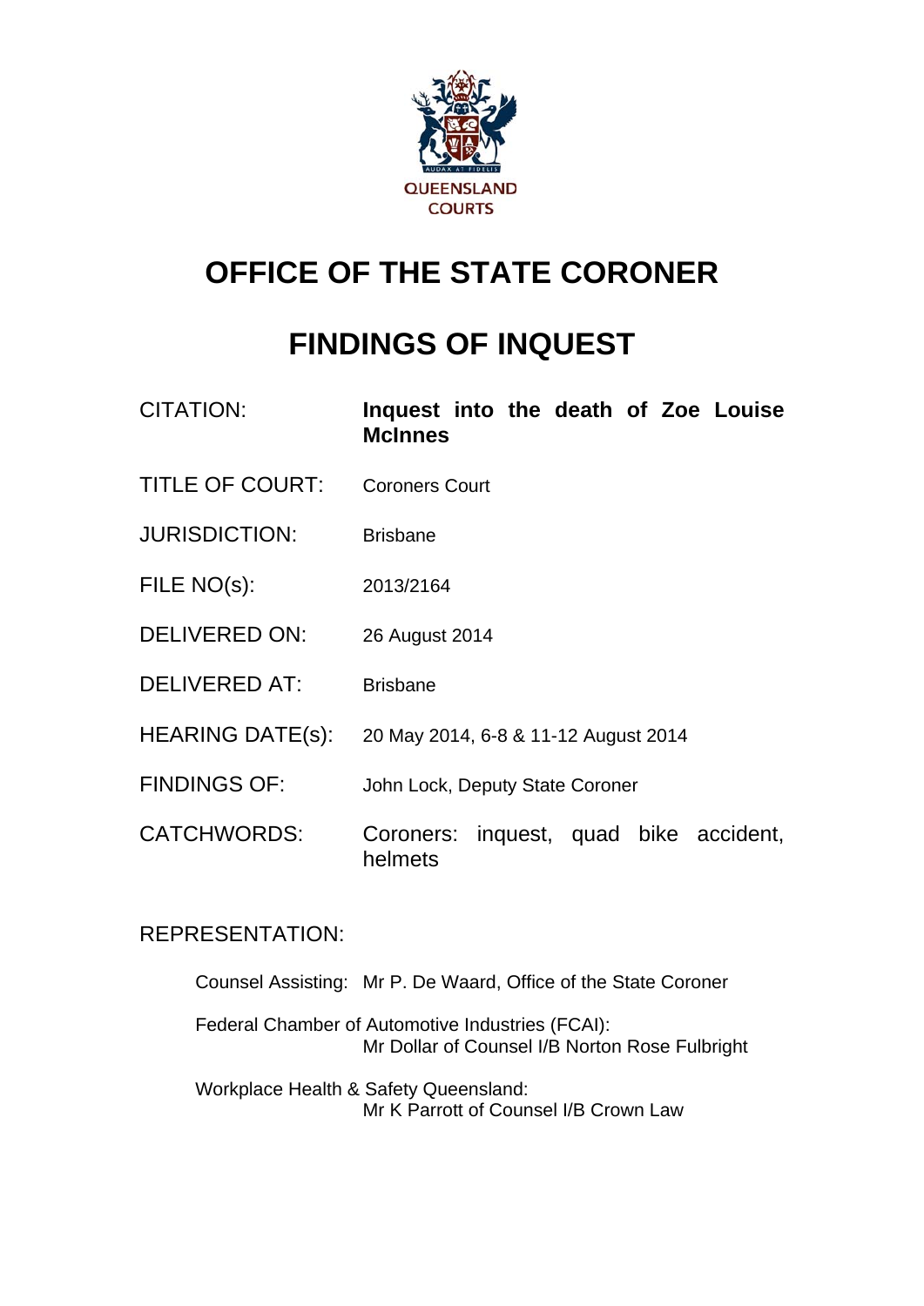QUEENSLAND COURTS

# OFFICE OF THE STATE CORONER

# FINDINGS OF INQUEST

| | |
|---|---|
| CITATION: | **Inquest into the death of Zoe Louise McInnes** |
| TITLE OF COURT: | Coroners Court |
| JURISDICTION: | Brisbane |
| FILE NO(s): | 2013/2164 |
| DELIVERED ON: | 26 August 2014 |
| DELIVERED AT: | Brisbane |
| HEARING DATE(s): | 20 May 2014, 6-8 & 11-12 August 2014 |
| FINDINGS OF: | John Lock, Deputy State Coroner |
| CATCHWORDS: | Coroners: inquest, quad bike accident, helmets |

REPRESENTATION:

Counsel Assisting: Mr P. De Waard, Office of the State Coroner

Federal Chamber of Automotive Industries (FCAI):
Mr Dollar of Counsel I/B Norton Rose Fulbright

Workplace Health & Safety Queensland:
Mr K Parrott of Counsel I/B Crown Law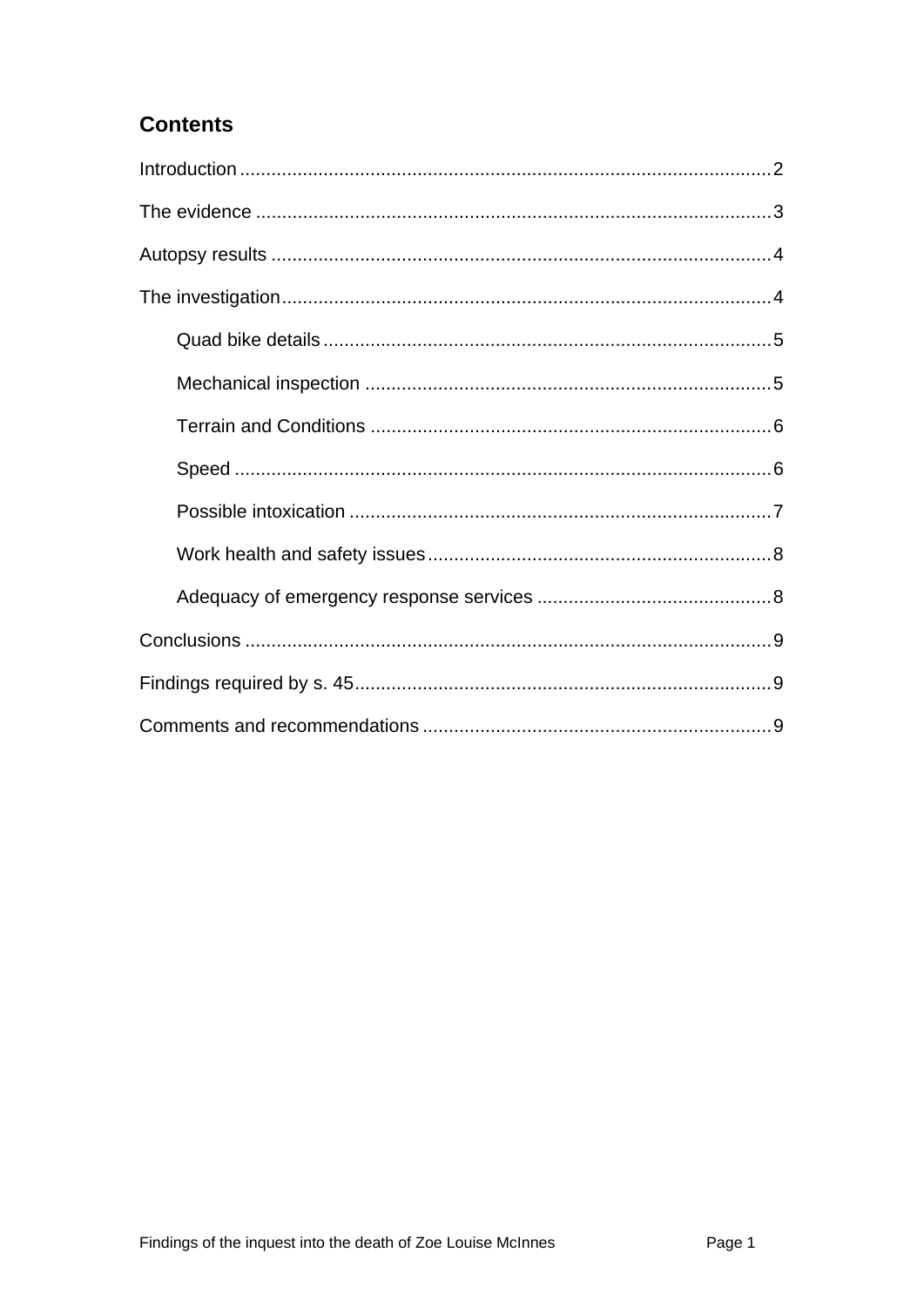## Contents

Introduction .................................................................................................... 2

The evidence .................................................................................................. 3

Autopsy results .............................................................................................. 4

The investigation ............................................................................................ 4

- Quad bike details ..................................................................................... 5
- Mechanical inspection ............................................................................. 5
- Terrain and Conditions ............................................................................ 6
- Speed ...................................................................................................... 6
- Possible intoxication ................................................................................ 7
- Work health and safety issues ................................................................. 8
- Adequacy of emergency response services ............................................ 8

Conclusions .................................................................................................... 9

Findings required by s. 45 ............................................................................... 9

Comments and recommendations .................................................................. 9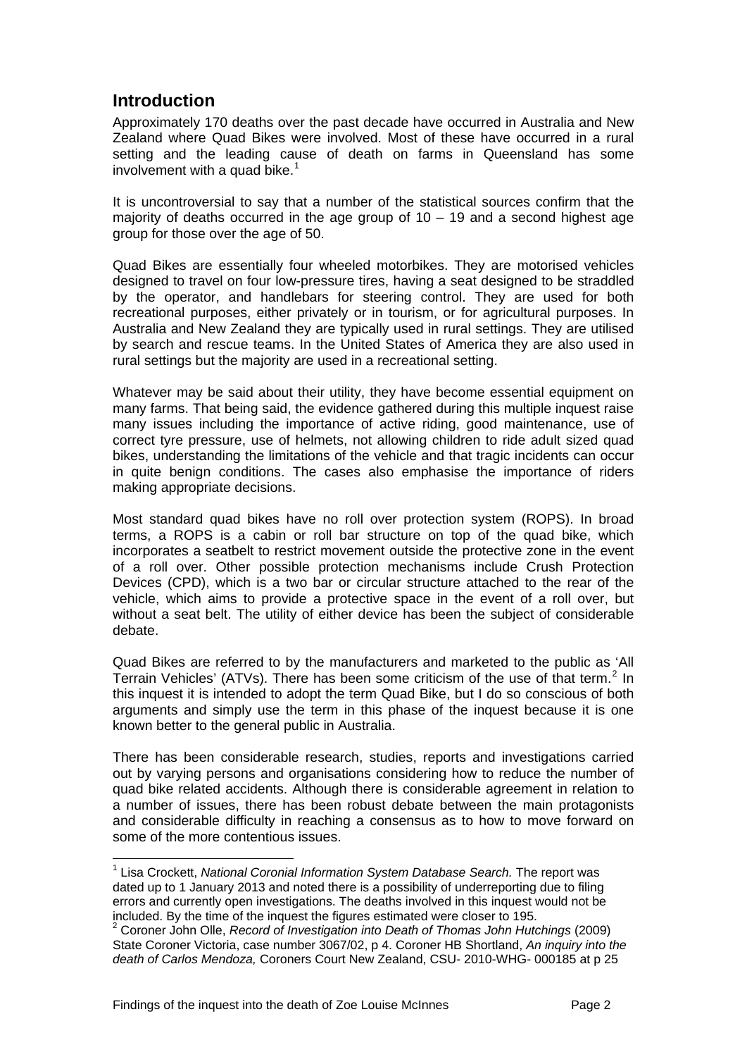## Introduction

Approximately 170 deaths over the past decade have occurred in Australia and New Zealand where Quad Bikes were involved. Most of these have occurred in a rural setting and the leading cause of death on farms in Queensland has some involvement with a quad bike.[1]

It is uncontroversial to say that a number of the statistical sources confirm that the majority of deaths occurred in the age group of 10 – 19 and a second highest age group for those over the age of 50.

Quad Bikes are essentially four wheeled motorbikes. They are motorised vehicles designed to travel on four low-pressure tires, having a seat designed to be straddled by the operator, and handlebars for steering control. They are used for both recreational purposes, either privately or in tourism, or for agricultural purposes. In Australia and New Zealand they are typically used in rural settings. They are utilised by search and rescue teams. In the United States of America they are also used in rural settings but the majority are used in a recreational setting.

Whatever may be said about their utility, they have become essential equipment on many farms. That being said, the evidence gathered during this multiple inquest raise many issues including the importance of active riding, good maintenance, use of correct tyre pressure, use of helmets, not allowing children to ride adult sized quad bikes, understanding the limitations of the vehicle and that tragic incidents can occur in quite benign conditions. The cases also emphasise the importance of riders making appropriate decisions.

Most standard quad bikes have no roll over protection system (ROPS). In broad terms, a ROPS is a cabin or roll bar structure on top of the quad bike, which incorporates a seatbelt to restrict movement outside the protective zone in the event of a roll over. Other possible protection mechanisms include Crush Protection Devices (CPD), which is a two bar or circular structure attached to the rear of the vehicle, which aims to provide a protective space in the event of a roll over, but without a seat belt. The utility of either device has been the subject of considerable debate.

Quad Bikes are referred to by the manufacturers and marketed to the public as 'All Terrain Vehicles' (ATVs). There has been some criticism of the use of that term.[2] In this inquest it is intended to adopt the term Quad Bike, but I do so conscious of both arguments and simply use the term in this phase of the inquest because it is one known better to the general public in Australia.

There has been considerable research, studies, reports and investigations carried out by varying persons and organisations considering how to reduce the number of quad bike related accidents. Although there is considerable agreement in relation to a number of issues, there has been robust debate between the main protagonists and considerable difficulty in reaching a consensus as to how to move forward on some of the more contentious issues.

---

[1] Lisa Crockett, *National Coronial Information System Database Search.* The report was dated up to 1 January 2013 and noted there is a possibility of underreporting due to filing errors and currently open investigations. The deaths involved in this inquest would not be included. By the time of the inquest the figures estimated were closer to 195.

[2] Coroner John Olle, *Record of Investigation into Death of Thomas John Hutchings* (2009) State Coroner Victoria, case number 3067/02, p 4. Coroner HB Shortland, *An inquiry into the death of Carlos Mendoza,* Coroners Court New Zealand, CSU- 2010-WHG- 000185 at p 25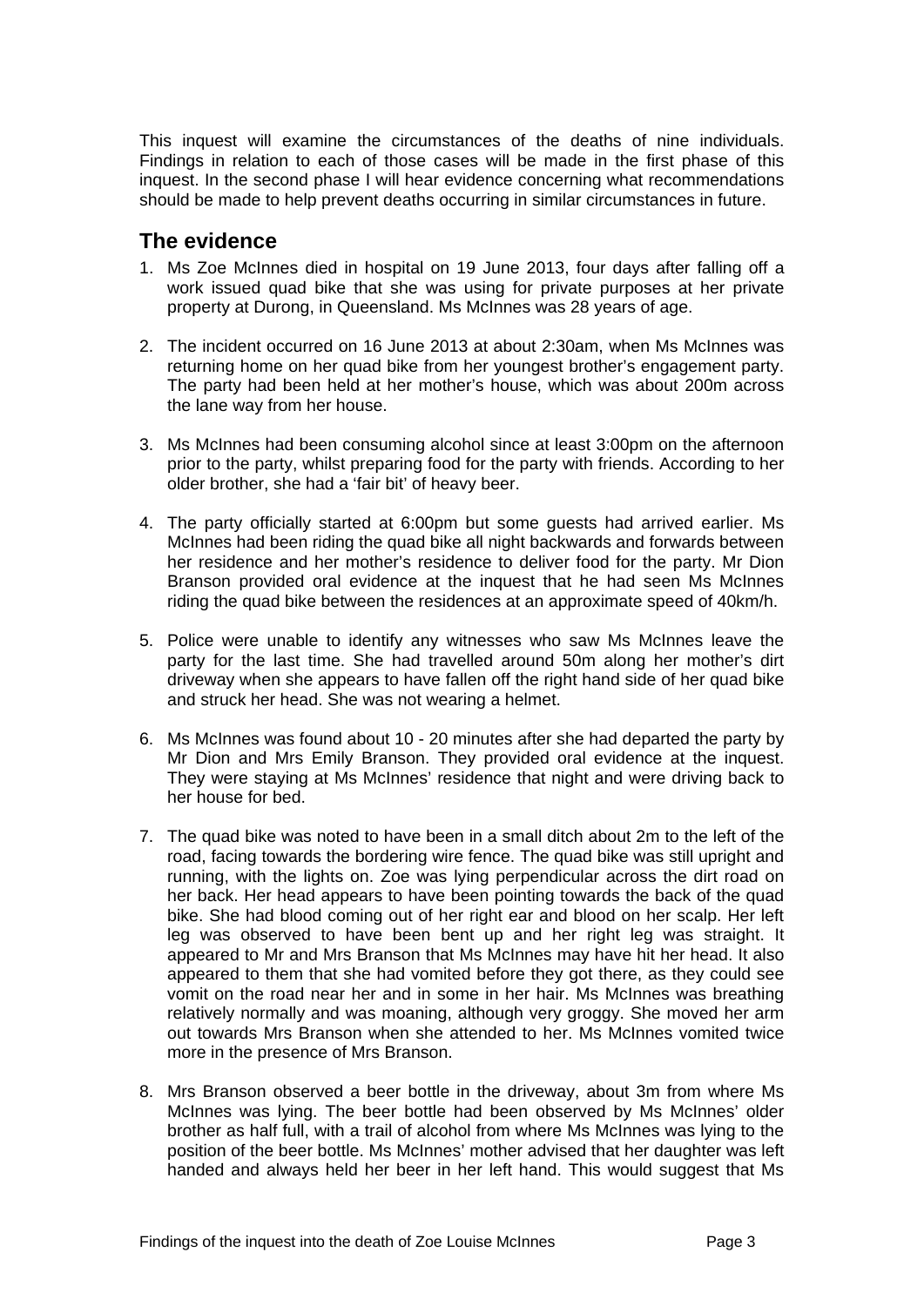This inquest will examine the circumstances of the deaths of nine individuals. Findings in relation to each of those cases will be made in the first phase of this inquest. In the second phase I will hear evidence concerning what recommendations should be made to help prevent deaths occurring in similar circumstances in future.

## The evidence

1. Ms Zoe McInnes died in hospital on 19 June 2013, four days after falling off a work issued quad bike that she was using for private purposes at her private property at Durong, in Queensland. Ms McInnes was 28 years of age.

2. The incident occurred on 16 June 2013 at about 2:30am, when Ms McInnes was returning home on her quad bike from her youngest brother's engagement party. The party had been held at her mother's house, which was about 200m across the lane way from her house.

3. Ms McInnes had been consuming alcohol since at least 3:00pm on the afternoon prior to the party, whilst preparing food for the party with friends. According to her older brother, she had a 'fair bit' of heavy beer.

4. The party officially started at 6:00pm but some guests had arrived earlier. Ms McInnes had been riding the quad bike all night backwards and forwards between her residence and her mother's residence to deliver food for the party. Mr Dion Branson provided oral evidence at the inquest that he had seen Ms McInnes riding the quad bike between the residences at an approximate speed of 40km/h.

5. Police were unable to identify any witnesses who saw Ms McInnes leave the party for the last time. She had travelled around 50m along her mother's dirt driveway when she appears to have fallen off the right hand side of her quad bike and struck her head. She was not wearing a helmet.

6. Ms McInnes was found about 10 - 20 minutes after she had departed the party by Mr Dion and Mrs Emily Branson. They provided oral evidence at the inquest. They were staying at Ms McInnes' residence that night and were driving back to her house for bed.

7. The quad bike was noted to have been in a small ditch about 2m to the left of the road, facing towards the bordering wire fence. The quad bike was still upright and running, with the lights on. Zoe was lying perpendicular across the dirt road on her back. Her head appears to have been pointing towards the back of the quad bike. She had blood coming out of her right ear and blood on her scalp. Her left leg was observed to have been bent up and her right leg was straight. It appeared to Mr and Mrs Branson that Ms McInnes may have hit her head. It also appeared to them that she had vomited before they got there, as they could see vomit on the road near her and in some in her hair. Ms McInnes was breathing relatively normally and was moaning, although very groggy. She moved her arm out towards Mrs Branson when she attended to her. Ms McInnes vomited twice more in the presence of Mrs Branson.

8. Mrs Branson observed a beer bottle in the driveway, about 3m from where Ms McInnes was lying. The beer bottle had been observed by Ms McInnes' older brother as half full, with a trail of alcohol from where Ms McInnes was lying to the position of the beer bottle. Ms McInnes' mother advised that her daughter was left handed and always held her beer in her left hand. This would suggest that Ms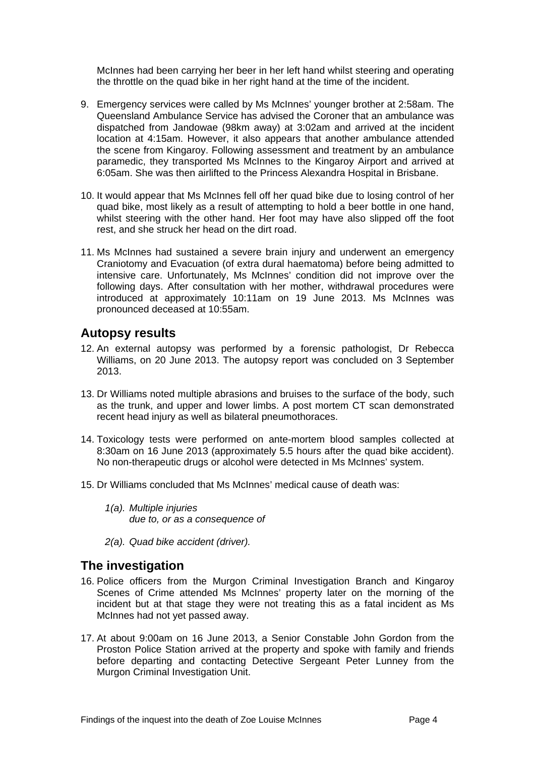McInnes had been carrying her beer in her left hand whilst steering and operating the throttle on the quad bike in her right hand at the time of the incident.

9. Emergency services were called by Ms McInnes' younger brother at 2:58am. The Queensland Ambulance Service has advised the Coroner that an ambulance was dispatched from Jandowae (98km away) at 3:02am and arrived at the incident location at 4:15am. However, it also appears that another ambulance attended the scene from Kingaroy. Following assessment and treatment by an ambulance paramedic, they transported Ms McInnes to the Kingaroy Airport and arrived at 6:05am. She was then airlifted to the Princess Alexandra Hospital in Brisbane.

10. It would appear that Ms McInnes fell off her quad bike due to losing control of her quad bike, most likely as a result of attempting to hold a beer bottle in one hand, whilst steering with the other hand. Her foot may have also slipped off the foot rest, and she struck her head on the dirt road.

11. Ms McInnes had sustained a severe brain injury and underwent an emergency Craniotomy and Evacuation (of extra dural haematoma) before being admitted to intensive care. Unfortunately, Ms McInnes' condition did not improve over the following days. After consultation with her mother, withdrawal procedures were introduced at approximately 10:11am on 19 June 2013. Ms McInnes was pronounced deceased at 10:55am.

## Autopsy results

12. An external autopsy was performed by a forensic pathologist, Dr Rebecca Williams, on 20 June 2013. The autopsy report was concluded on 3 September 2013.

13. Dr Williams noted multiple abrasions and bruises to the surface of the body, such as the trunk, and upper and lower limbs. A post mortem CT scan demonstrated recent head injury as well as bilateral pneumothoraces.

14. Toxicology tests were performed on ante-mortem blood samples collected at 8:30am on 16 June 2013 (approximately 5.5 hours after the quad bike accident). No non-therapeutic drugs or alcohol were detected in Ms McInnes' system.

15. Dr Williams concluded that Ms McInnes' medical cause of death was:

    *1(a). Multiple injuries*
    *due to, or as a consequence of*

    *2(a). Quad bike accident (driver).*

## The investigation

16. Police officers from the Murgon Criminal Investigation Branch and Kingaroy Scenes of Crime attended Ms McInnes' property later on the morning of the incident but at that stage they were not treating this as a fatal incident as Ms McInnes had not yet passed away.

17. At about 9:00am on 16 June 2013, a Senior Constable John Gordon from the Proston Police Station arrived at the property and spoke with family and friends before departing and contacting Detective Sergeant Peter Lunney from the Murgon Criminal Investigation Unit.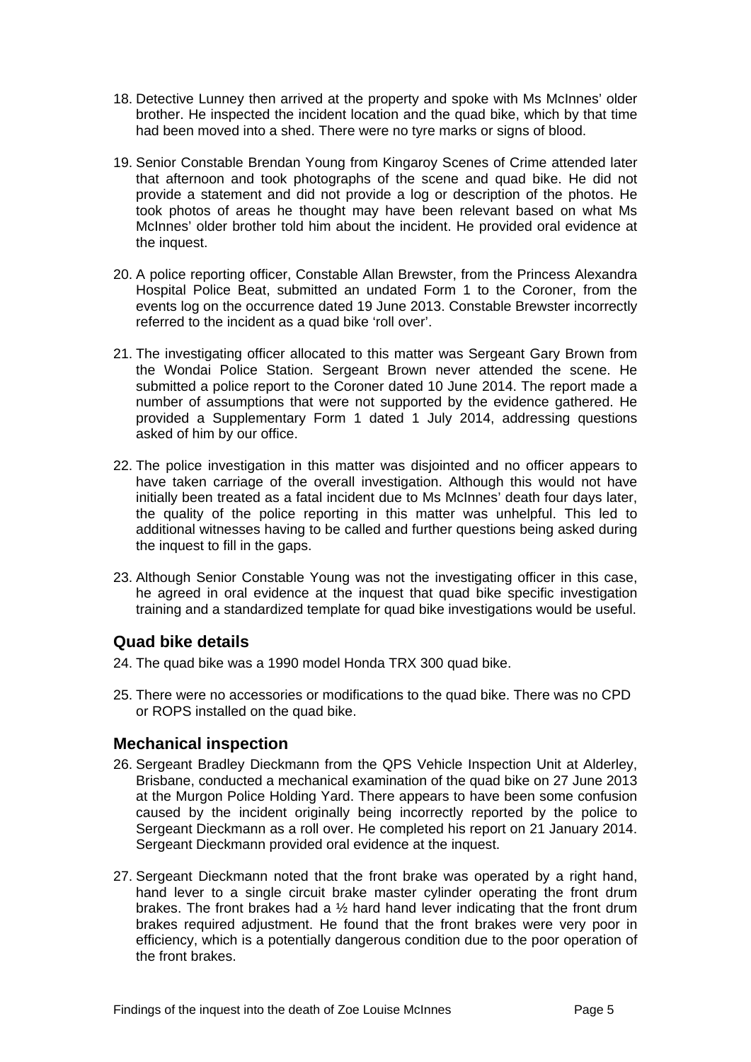18. Detective Lunney then arrived at the property and spoke with Ms McInnes' older brother. He inspected the incident location and the quad bike, which by that time had been moved into a shed. There were no tyre marks or signs of blood.

19. Senior Constable Brendan Young from Kingaroy Scenes of Crime attended later that afternoon and took photographs of the scene and quad bike. He did not provide a statement and did not provide a log or description of the photos. He took photos of areas he thought may have been relevant based on what Ms McInnes' older brother told him about the incident. He provided oral evidence at the inquest.

20. A police reporting officer, Constable Allan Brewster, from the Princess Alexandra Hospital Police Beat, submitted an undated Form 1 to the Coroner, from the events log on the occurrence dated 19 June 2013. Constable Brewster incorrectly referred to the incident as a quad bike 'roll over'.

21. The investigating officer allocated to this matter was Sergeant Gary Brown from the Wondai Police Station. Sergeant Brown never attended the scene. He submitted a police report to the Coroner dated 10 June 2014. The report made a number of assumptions that were not supported by the evidence gathered. He provided a Supplementary Form 1 dated 1 July 2014, addressing questions asked of him by our office.

22. The police investigation in this matter was disjointed and no officer appears to have taken carriage of the overall investigation. Although this would not have initially been treated as a fatal incident due to Ms McInnes' death four days later, the quality of the police reporting in this matter was unhelpful. This led to additional witnesses having to be called and further questions being asked during the inquest to fill in the gaps.

23. Although Senior Constable Young was not the investigating officer in this case, he agreed in oral evidence at the inquest that quad bike specific investigation training and a standardized template for quad bike investigations would be useful.

## Quad bike details

24. The quad bike was a 1990 model Honda TRX 300 quad bike.

25. There were no accessories or modifications to the quad bike. There was no CPD or ROPS installed on the quad bike.

## Mechanical inspection

26. Sergeant Bradley Dieckmann from the QPS Vehicle Inspection Unit at Alderley, Brisbane, conducted a mechanical examination of the quad bike on 27 June 2013 at the Murgon Police Holding Yard. There appears to have been some confusion caused by the incident originally being incorrectly reported by the police to Sergeant Dieckmann as a roll over. He completed his report on 21 January 2014. Sergeant Dieckmann provided oral evidence at the inquest.

27. Sergeant Dieckmann noted that the front brake was operated by a right hand, hand lever to a single circuit brake master cylinder operating the front drum brakes. The front brakes had a ½ hard hand lever indicating that the front drum brakes required adjustment. He found that the front brakes were very poor in efficiency, which is a potentially dangerous condition due to the poor operation of the front brakes.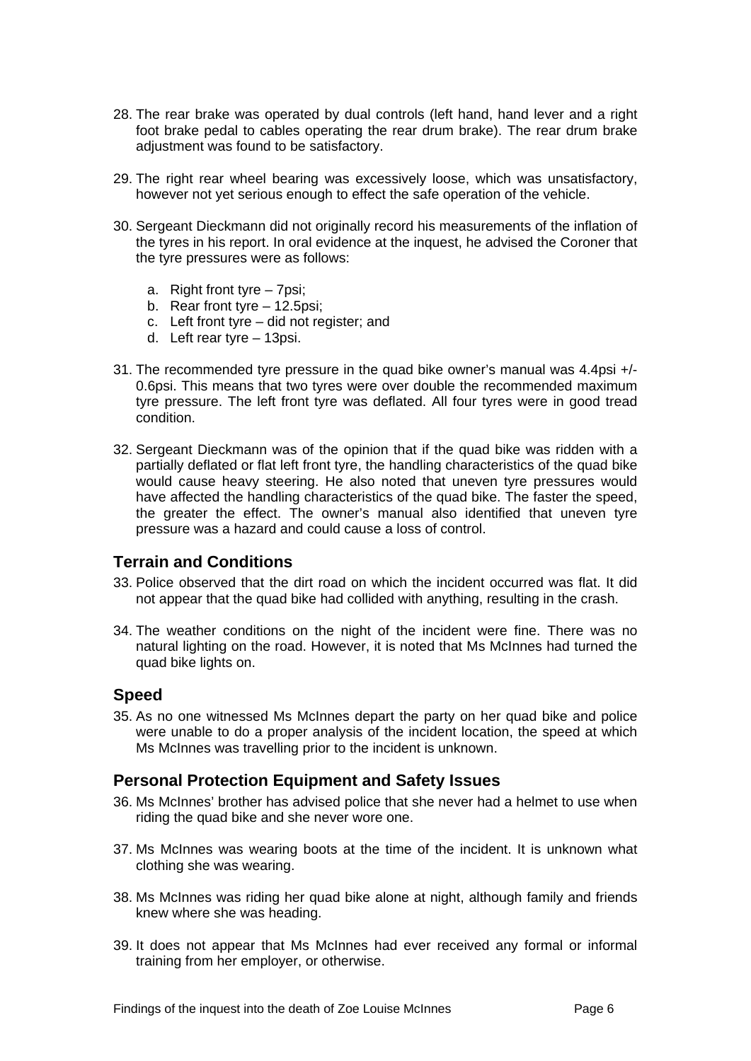28. The rear brake was operated by dual controls (left hand, hand lever and a right foot brake pedal to cables operating the rear drum brake). The rear drum brake adjustment was found to be satisfactory.

29. The right rear wheel bearing was excessively loose, which was unsatisfactory, however not yet serious enough to effect the safe operation of the vehicle.

30. Sergeant Dieckmann did not originally record his measurements of the inflation of the tyres in his report. In oral evidence at the inquest, he advised the Coroner that the tyre pressures were as follows:

    a. Right front tyre – 7psi;
    b. Rear front tyre – 12.5psi;
    c. Left front tyre – did not register; and
    d. Left rear tyre – 13psi.

31. The recommended tyre pressure in the quad bike owner's manual was 4.4psi +/- 0.6psi. This means that two tyres were over double the recommended maximum tyre pressure. The left front tyre was deflated. All four tyres were in good tread condition.

32. Sergeant Dieckmann was of the opinion that if the quad bike was ridden with a partially deflated or flat left front tyre, the handling characteristics of the quad bike would cause heavy steering. He also noted that uneven tyre pressures would have affected the handling characteristics of the quad bike. The faster the speed, the greater the effect. The owner's manual also identified that uneven tyre pressure was a hazard and could cause a loss of control.

## Terrain and Conditions

33. Police observed that the dirt road on which the incident occurred was flat. It did not appear that the quad bike had collided with anything, resulting in the crash.

34. The weather conditions on the night of the incident were fine. There was no natural lighting on the road. However, it is noted that Ms McInnes had turned the quad bike lights on.

## Speed

35. As no one witnessed Ms McInnes depart the party on her quad bike and police were unable to do a proper analysis of the incident location, the speed at which Ms McInnes was travelling prior to the incident is unknown.

## Personal Protection Equipment and Safety Issues

36. Ms McInnes' brother has advised police that she never had a helmet to use when riding the quad bike and she never wore one.

37. Ms McInnes was wearing boots at the time of the incident. It is unknown what clothing she was wearing.

38. Ms McInnes was riding her quad bike alone at night, although family and friends knew where she was heading.

39. It does not appear that Ms McInnes had ever received any formal or informal training from her employer, or otherwise.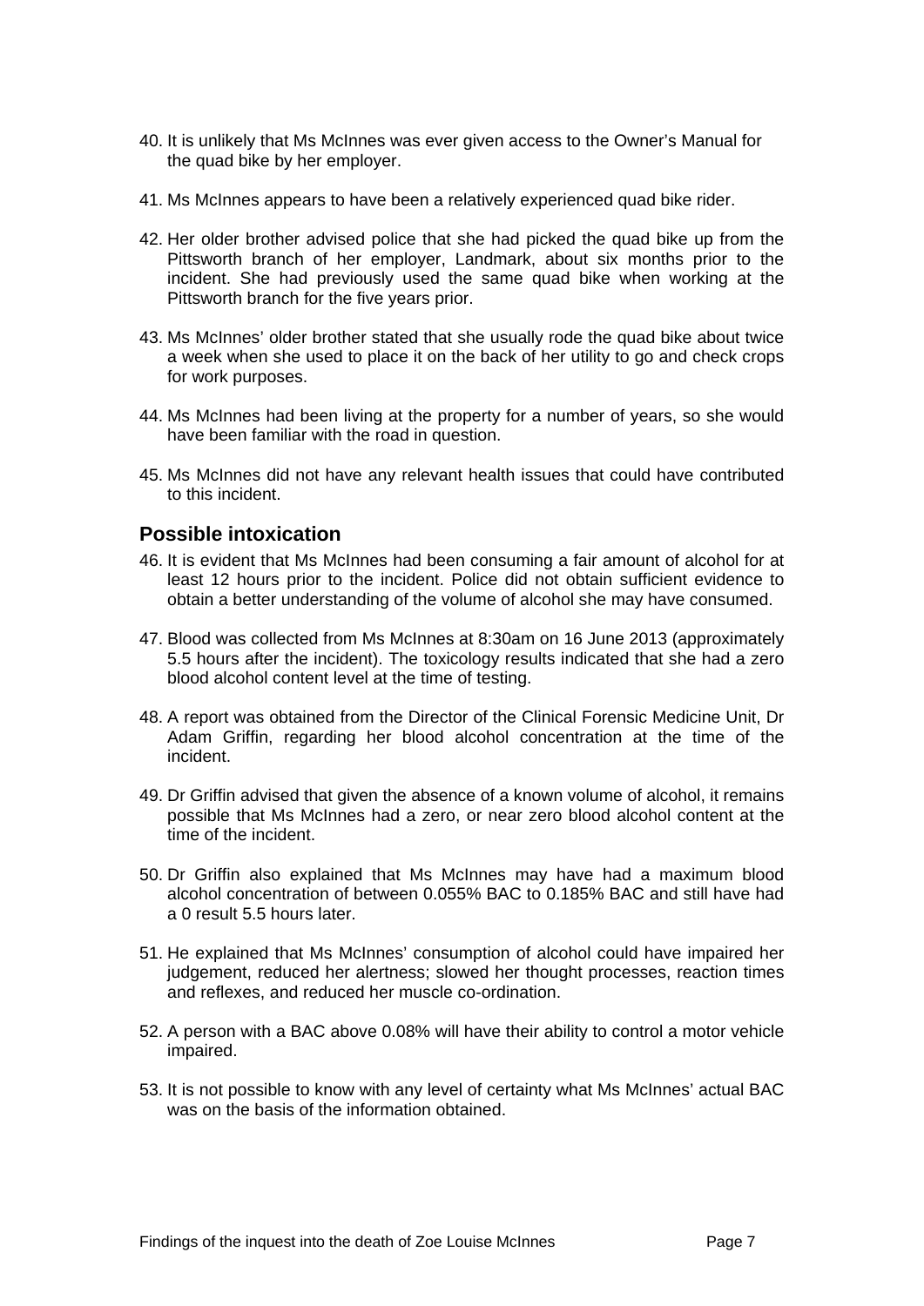40. It is unlikely that Ms McInnes was ever given access to the Owner's Manual for the quad bike by her employer.

41. Ms McInnes appears to have been a relatively experienced quad bike rider.

42. Her older brother advised police that she had picked the quad bike up from the Pittsworth branch of her employer, Landmark, about six months prior to the incident. She had previously used the same quad bike when working at the Pittsworth branch for the five years prior.

43. Ms McInnes' older brother stated that she usually rode the quad bike about twice a week when she used to place it on the back of her utility to go and check crops for work purposes.

44. Ms McInnes had been living at the property for a number of years, so she would have been familiar with the road in question.

45. Ms McInnes did not have any relevant health issues that could have contributed to this incident.

## Possible intoxication

46. It is evident that Ms McInnes had been consuming a fair amount of alcohol for at least 12 hours prior to the incident. Police did not obtain sufficient evidence to obtain a better understanding of the volume of alcohol she may have consumed.

47. Blood was collected from Ms McInnes at 8:30am on 16 June 2013 (approximately 5.5 hours after the incident). The toxicology results indicated that she had a zero blood alcohol content level at the time of testing.

48. A report was obtained from the Director of the Clinical Forensic Medicine Unit, Dr Adam Griffin, regarding her blood alcohol concentration at the time of the incident.

49. Dr Griffin advised that given the absence of a known volume of alcohol, it remains possible that Ms McInnes had a zero, or near zero blood alcohol content at the time of the incident.

50. Dr Griffin also explained that Ms McInnes may have had a maximum blood alcohol concentration of between 0.055% BAC to 0.185% BAC and still have had a 0 result 5.5 hours later.

51. He explained that Ms McInnes' consumption of alcohol could have impaired her judgement, reduced her alertness; slowed her thought processes, reaction times and reflexes, and reduced her muscle co-ordination.

52. A person with a BAC above 0.08% will have their ability to control a motor vehicle impaired.

53. It is not possible to know with any level of certainty what Ms McInnes' actual BAC was on the basis of the information obtained.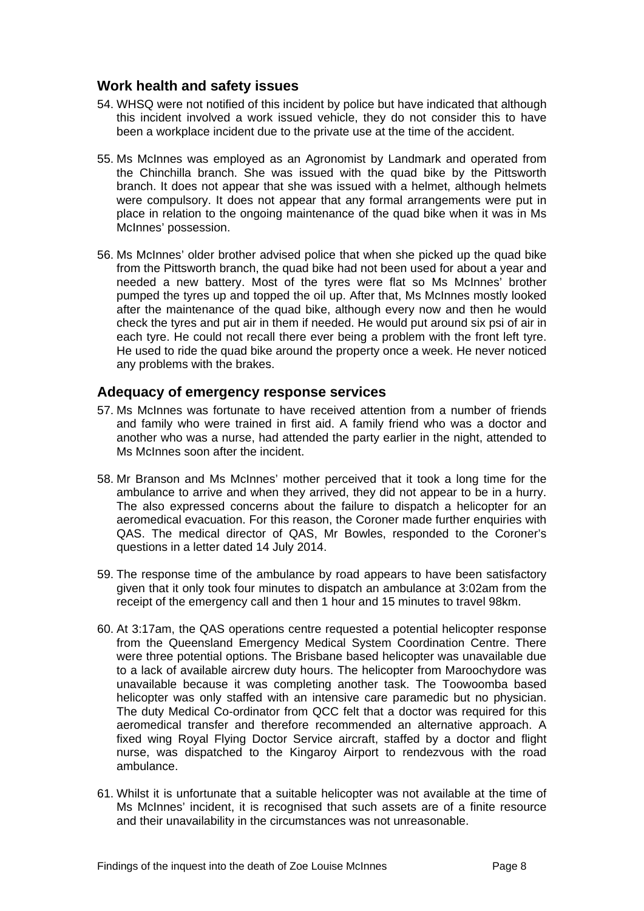## Work health and safety issues

54. WHSQ were not notified of this incident by police but have indicated that although this incident involved a work issued vehicle, they do not consider this to have been a workplace incident due to the private use at the time of the accident.

55. Ms McInnes was employed as an Agronomist by Landmark and operated from the Chinchilla branch. She was issued with the quad bike by the Pittsworth branch. It does not appear that she was issued with a helmet, although helmets were compulsory. It does not appear that any formal arrangements were put in place in relation to the ongoing maintenance of the quad bike when it was in Ms McInnes' possession.

56. Ms McInnes' older brother advised police that when she picked up the quad bike from the Pittsworth branch, the quad bike had not been used for about a year and needed a new battery. Most of the tyres were flat so Ms McInnes' brother pumped the tyres up and topped the oil up. After that, Ms McInnes mostly looked after the maintenance of the quad bike, although every now and then he would check the tyres and put air in them if needed. He would put around six psi of air in each tyre. He could not recall there ever being a problem with the front left tyre. He used to ride the quad bike around the property once a week. He never noticed any problems with the brakes.

## Adequacy of emergency response services

57. Ms McInnes was fortunate to have received attention from a number of friends and family who were trained in first aid. A family friend who was a doctor and another who was a nurse, had attended the party earlier in the night, attended to Ms McInnes soon after the incident.

58. Mr Branson and Ms McInnes' mother perceived that it took a long time for the ambulance to arrive and when they arrived, they did not appear to be in a hurry. The also expressed concerns about the failure to dispatch a helicopter for an aeromedical evacuation. For this reason, the Coroner made further enquiries with QAS. The medical director of QAS, Mr Bowles, responded to the Coroner's questions in a letter dated 14 July 2014.

59. The response time of the ambulance by road appears to have been satisfactory given that it only took four minutes to dispatch an ambulance at 3:02am from the receipt of the emergency call and then 1 hour and 15 minutes to travel 98km.

60. At 3:17am, the QAS operations centre requested a potential helicopter response from the Queensland Emergency Medical System Coordination Centre. There were three potential options. The Brisbane based helicopter was unavailable due to a lack of available aircrew duty hours. The helicopter from Maroochydore was unavailable because it was completing another task. The Toowoomba based helicopter was only staffed with an intensive care paramedic but no physician. The duty Medical Co-ordinator from QCC felt that a doctor was required for this aeromedical transfer and therefore recommended an alternative approach. A fixed wing Royal Flying Doctor Service aircraft, staffed by a doctor and flight nurse, was dispatched to the Kingaroy Airport to rendezvous with the road ambulance.

61. Whilst it is unfortunate that a suitable helicopter was not available at the time of Ms McInnes' incident, it is recognised that such assets are of a finite resource and their unavailability in the circumstances was not unreasonable.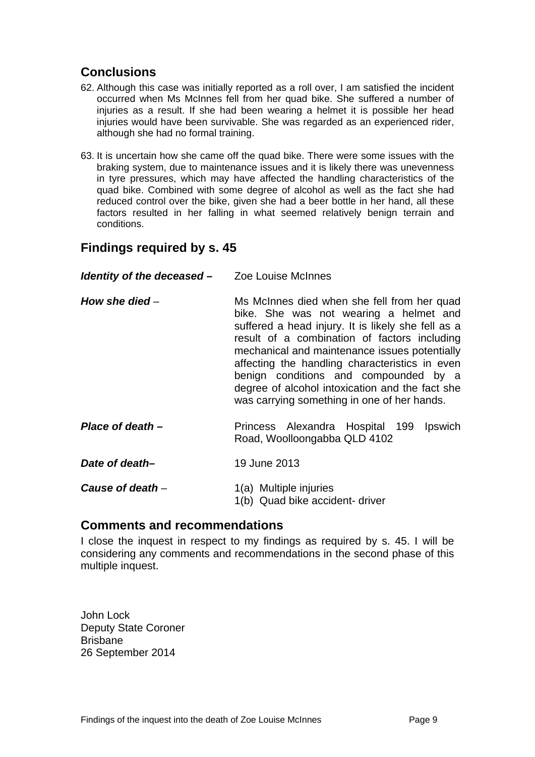## Conclusions

62. Although this case was initially reported as a roll over, I am satisfied the incident occurred when Ms McInnes fell from her quad bike. She suffered a number of injuries as a result. If she had been wearing a helmet it is possible her head injuries would have been survivable. She was regarded as an experienced rider, although she had no formal training.

63. It is uncertain how she came off the quad bike. There were some issues with the braking system, due to maintenance issues and it is likely there was unevenness in tyre pressures, which may have affected the handling characteristics of the quad bike. Combined with some degree of alcohol as well as the fact she had reduced control over the bike, given she had a beer bottle in her hand, all these factors resulted in her falling in what seemed relatively benign terrain and conditions.

## Findings required by s. 45

***Identity of the deceased –*** Zoe Louise McInnes

***How she died*** – Ms McInnes died when she fell from her quad bike. She was not wearing a helmet and suffered a head injury. It is likely she fell as a result of a combination of factors including mechanical and maintenance issues potentially affecting the handling characteristics in even benign conditions and compounded by a degree of alcohol intoxication and the fact she was carrying something in one of her hands.

***Place of death –*** Princess Alexandra Hospital 199 Ipswich Road, Woolloongabba QLD 4102

***Date of death–*** 19 June 2013

***Cause of death*** – 1(a) Multiple injuries
1(b) Quad bike accident- driver

## Comments and recommendations

I close the inquest in respect to my findings as required by s. 45. I will be considering any comments and recommendations in the second phase of this multiple inquest.

John Lock
Deputy State Coroner
Brisbane
26 September 2014